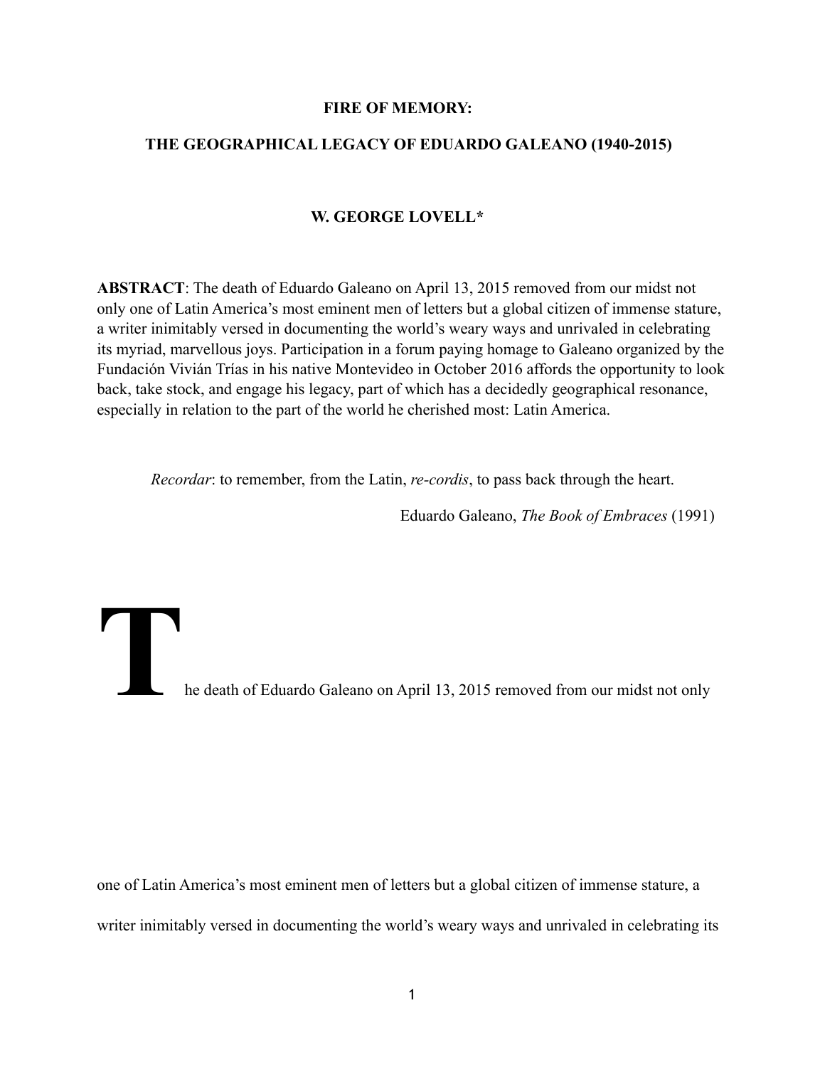# FIRE OF MEMORY:

## THE GEOGRAPHICAL LEGACY OF EDUARDO GALEANO (1940-2015)

**W. GEORGE LOVELL***

**ABSTRACT**: The death of Eduardo Galeano on April 13, 2015 removed from our midst not only one of Latin America's most eminent men of letters but a global citizen of immense stature, a writer inimitably versed in documenting the world's weary ways and unrivaled in celebrating its myriad, marvellous joys. Participation in a forum paying homage to Galeano organized by the Fundación Vivián Trías in his native Montevideo in October 2016 affords the opportunity to look back, take stock, and engage his legacy, part of which has a decidedly geographical resonance, especially in relation to the part of the world he cherished most: Latin America.

> *Recordar*: to remember, from the Latin, *re-cordis*, to pass back through the heart.
>
> Eduardo Galeano, *The Book of Embraces* (1991)

The death of Eduardo Galeano on April 13, 2015 removed from our midst not only one of Latin America's most eminent men of letters but a global citizen of immense stature, a writer inimitably versed in documenting the world's weary ways and unrivaled in celebrating its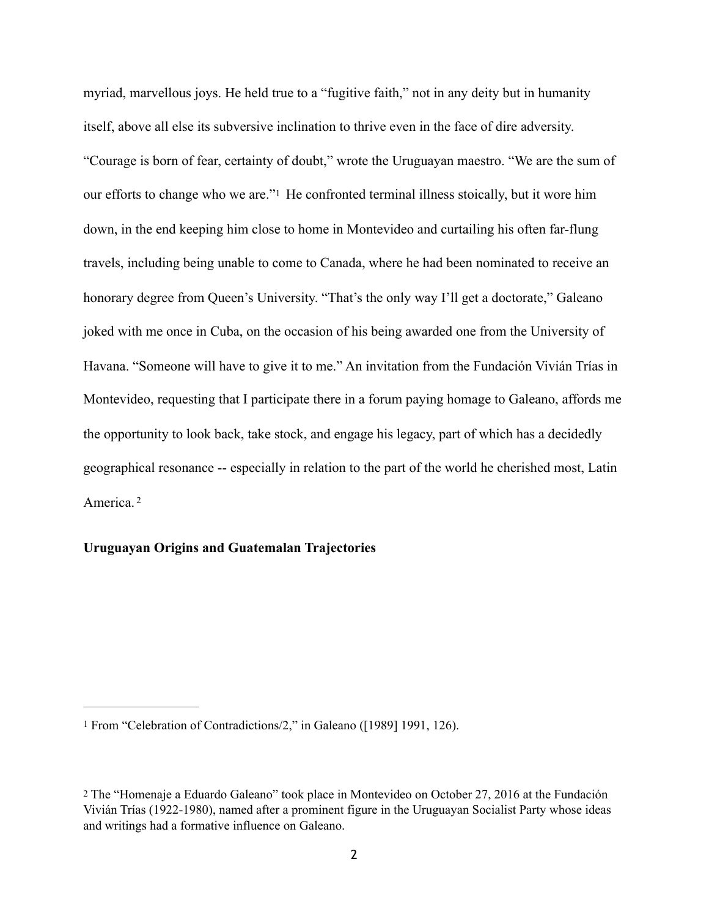myriad, marvellous joys. He held true to a "fugitive faith," not in any deity but in humanity itself, above all else its subversive inclination to thrive even in the face of dire adversity. "Courage is born of fear, certainty of doubt," wrote the Uruguayan maestro. "We are the sum of our efforts to change who we are."[1] He confronted terminal illness stoically, but it wore him down, in the end keeping him close to home in Montevideo and curtailing his often far-flung travels, including being unable to come to Canada, where he had been nominated to receive an honorary degree from Queen's University. "That's the only way I'll get a doctorate," Galeano joked with me once in Cuba, on the occasion of his being awarded one from the University of Havana. "Someone will have to give it to me." An invitation from the Fundación Vivián Trías in Montevideo, requesting that I participate there in a forum paying homage to Galeano, affords me the opportunity to look back, take stock, and engage his legacy, part of which has a decidedly geographical resonance -- especially in relation to the part of the world he cherished most, Latin America.[2]

**Uruguayan Origins and Guatemalan Trajectories**

---

[1] From "Celebration of Contradictions/2," in Galeano ([1989] 1991, 126).

[2] The "Homenaje a Eduardo Galeano" took place in Montevideo on October 27, 2016 at the Fundación Vivián Trías (1922-1980), named after a prominent figure in the Uruguayan Socialist Party whose ideas and writings had a formative influence on Galeano.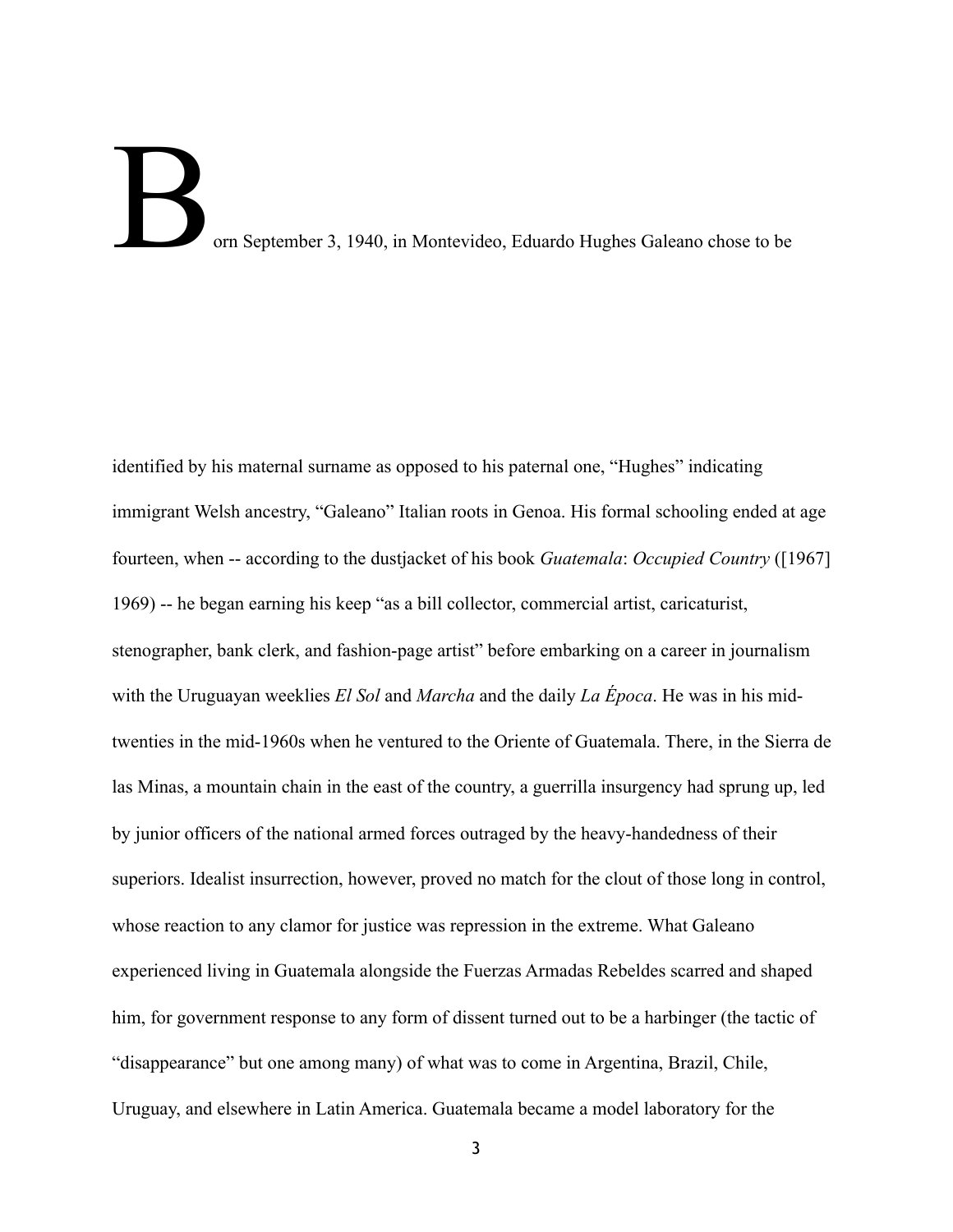Born September 3, 1940, in Montevideo, Eduardo Hughes Galeano chose to be identified by his maternal surname as opposed to his paternal one, "Hughes" indicating immigrant Welsh ancestry, "Galeano" Italian roots in Genoa. His formal schooling ended at age fourteen, when -- according to the dustjacket of his book *Guatemala*: *Occupied Country* ([1967] 1969) -- he began earning his keep "as a bill collector, commercial artist, caricaturist, stenographer, bank clerk, and fashion-page artist" before embarking on a career in journalism with the Uruguayan weeklies *El Sol* and *Marcha* and the daily *La Época*. He was in his mid-twenties in the mid-1960s when he ventured to the Oriente of Guatemala. There, in the Sierra de las Minas, a mountain chain in the east of the country, a guerrilla insurgency had sprung up, led by junior officers of the national armed forces outraged by the heavy-handedness of their superiors. Idealist insurrection, however, proved no match for the clout of those long in control, whose reaction to any clamor for justice was repression in the extreme. What Galeano experienced living in Guatemala alongside the Fuerzas Armadas Rebeldes scarred and shaped him, for government response to any form of dissent turned out to be a harbinger (the tactic of "disappearance" but one among many) of what was to come in Argentina, Brazil, Chile, Uruguay, and elsewhere in Latin America. Guatemala became a model laboratory for the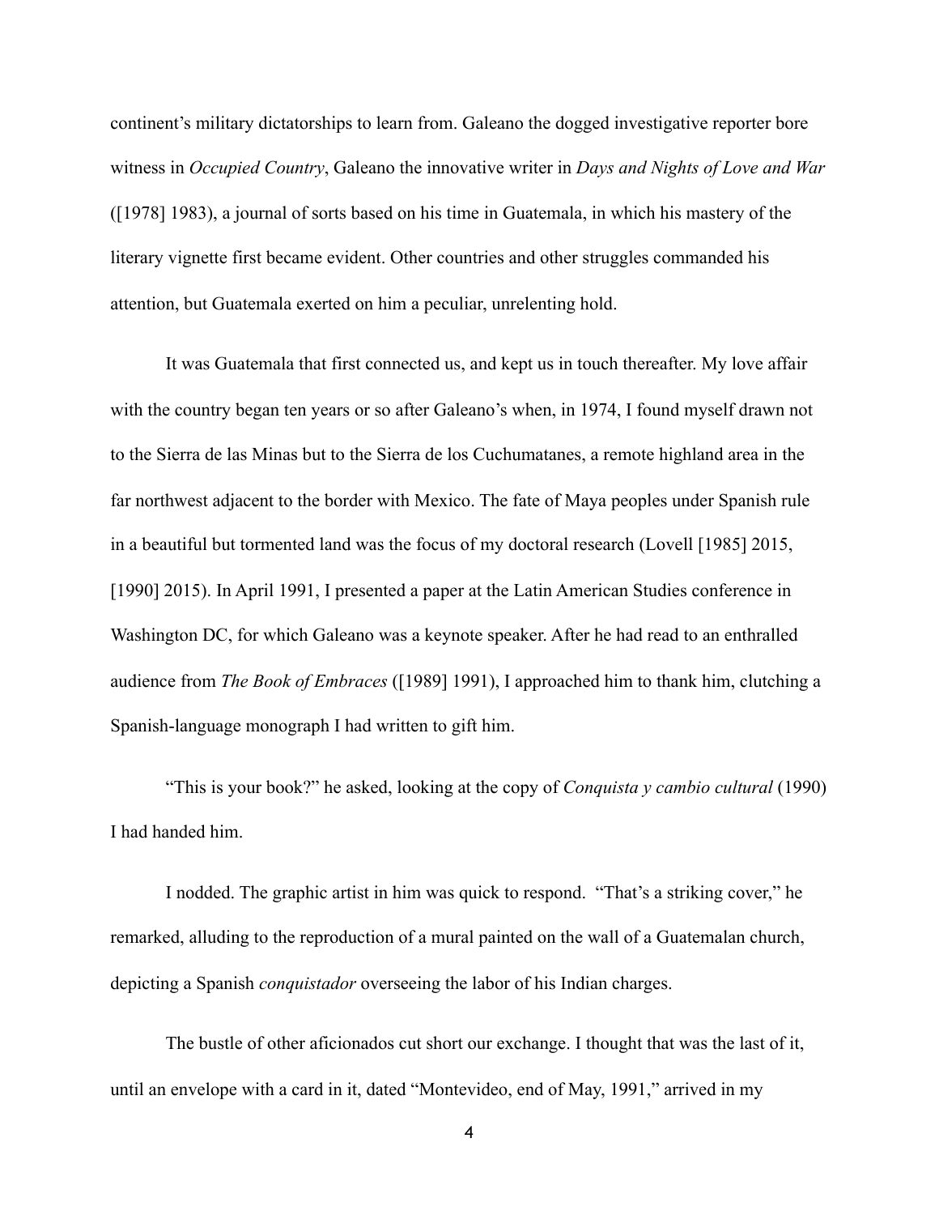continent's military dictatorships to learn from. Galeano the dogged investigative reporter bore witness in *Occupied Country*, Galeano the innovative writer in *Days and Nights of Love and War* ([1978] 1983), a journal of sorts based on his time in Guatemala, in which his mastery of the literary vignette first became evident. Other countries and other struggles commanded his attention, but Guatemala exerted on him a peculiar, unrelenting hold.

It was Guatemala that first connected us, and kept us in touch thereafter. My love affair with the country began ten years or so after Galeano's when, in 1974, I found myself drawn not to the Sierra de las Minas but to the Sierra de los Cuchumatanes, a remote highland area in the far northwest adjacent to the border with Mexico. The fate of Maya peoples under Spanish rule in a beautiful but tormented land was the focus of my doctoral research (Lovell [1985] 2015, [1990] 2015). In April 1991, I presented a paper at the Latin American Studies conference in Washington DC, for which Galeano was a keynote speaker. After he had read to an enthralled audience from *The Book of Embraces* ([1989] 1991), I approached him to thank him, clutching a Spanish-language monograph I had written to gift him.

"This is your book?" he asked, looking at the copy of *Conquista y cambio cultural* (1990) I had handed him.

I nodded. The graphic artist in him was quick to respond. "That's a striking cover," he remarked, alluding to the reproduction of a mural painted on the wall of a Guatemalan church, depicting a Spanish *conquistador* overseeing the labor of his Indian charges.

The bustle of other aficionados cut short our exchange. I thought that was the last of it, until an envelope with a card in it, dated "Montevideo, end of May, 1991," arrived in my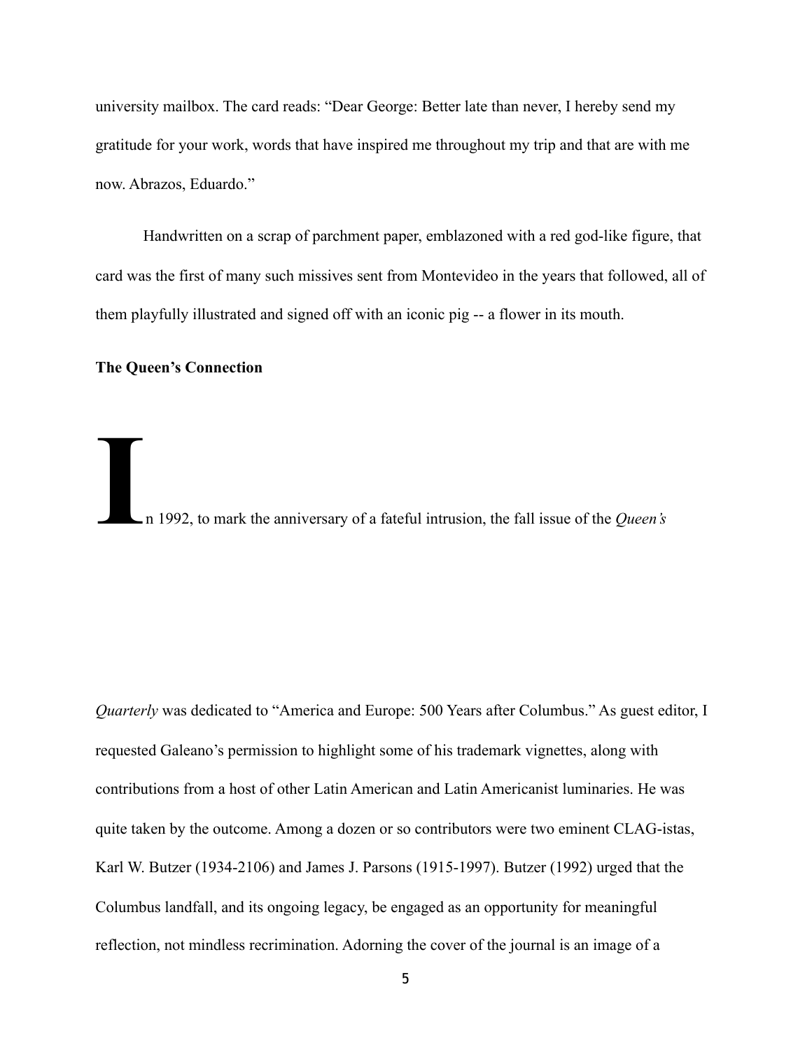university mailbox. The card reads: "Dear George: Better late than never, I hereby send my gratitude for your work, words that have inspired me throughout my trip and that are with me now. Abrazos, Eduardo."

Handwritten on a scrap of parchment paper, emblazoned with a red god-like figure, that card was the first of many such missives sent from Montevideo in the years that followed, all of them playfully illustrated and signed off with an iconic pig -- a flower in its mouth.

**The Queen's Connection**

In 1992, to mark the anniversary of a fateful intrusion, the fall issue of the *Queen's Quarterly* was dedicated to "America and Europe: 500 Years after Columbus." As guest editor, I requested Galeano's permission to highlight some of his trademark vignettes, along with contributions from a host of other Latin American and Latin Americanist luminaries. He was quite taken by the outcome. Among a dozen or so contributors were two eminent CLAG-istas, Karl W. Butzer (1934-2106) and James J. Parsons (1915-1997). Butzer (1992) urged that the Columbus landfall, and its ongoing legacy, be engaged as an opportunity for meaningful reflection, not mindless recrimination. Adorning the cover of the journal is an image of a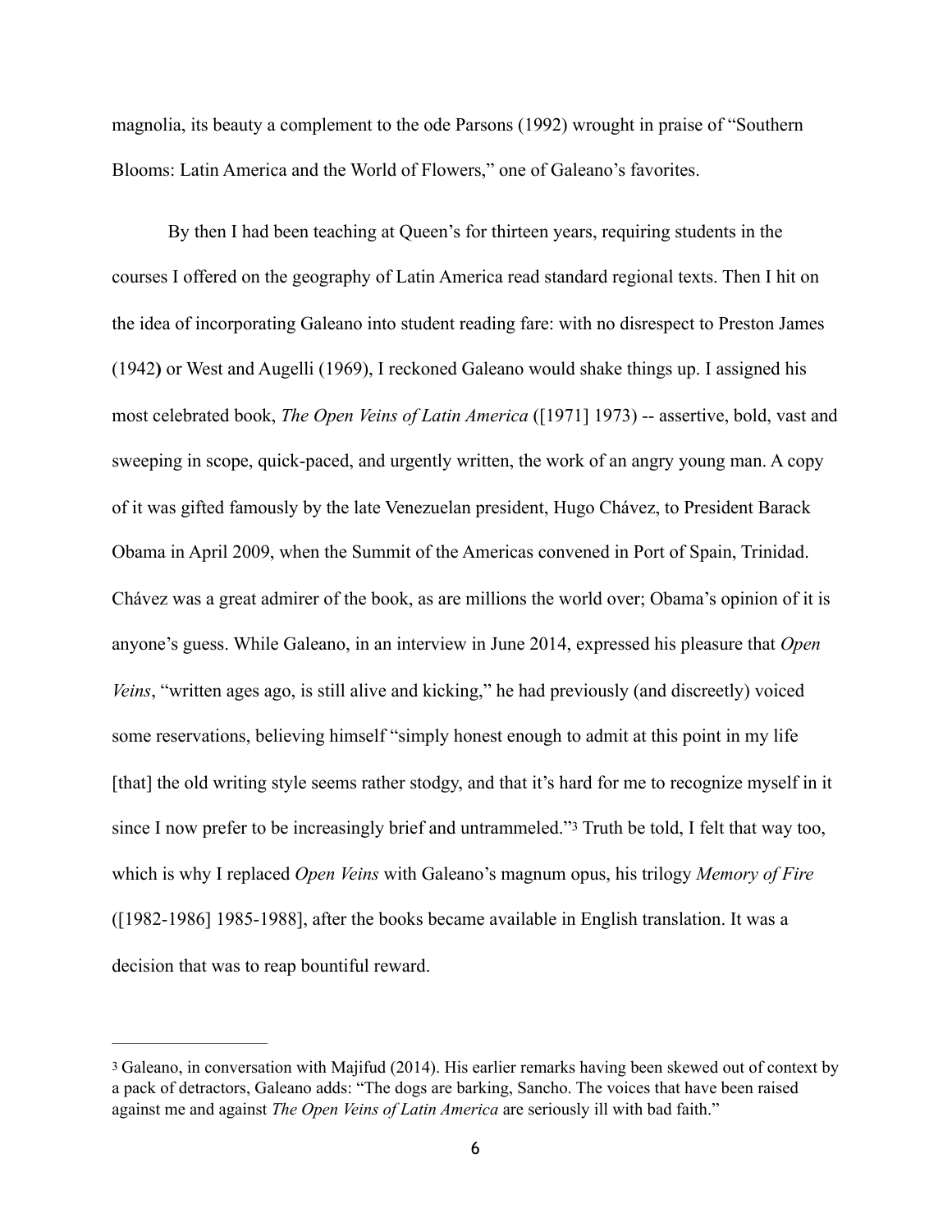magnolia, its beauty a complement to the ode Parsons (1992) wrought in praise of "Southern Blooms: Latin America and the World of Flowers," one of Galeano's favorites.

By then I had been teaching at Queen's for thirteen years, requiring students in the courses I offered on the geography of Latin America read standard regional texts. Then I hit on the idea of incorporating Galeano into student reading fare: with no disrespect to Preston James (1942**)** or West and Augelli (1969), I reckoned Galeano would shake things up. I assigned his most celebrated book, *The Open Veins of Latin America* ([1971] 1973) -- assertive, bold, vast and sweeping in scope, quick-paced, and urgently written, the work of an angry young man. A copy of it was gifted famously by the late Venezuelan president, Hugo Chávez, to President Barack Obama in April 2009, when the Summit of the Americas convened in Port of Spain, Trinidad. Chávez was a great admirer of the book, as are millions the world over; Obama's opinion of it is anyone's guess. While Galeano, in an interview in June 2014, expressed his pleasure that *Open Veins*, "written ages ago, is still alive and kicking," he had previously (and discreetly) voiced some reservations, believing himself "simply honest enough to admit at this point in my life [that] the old writing style seems rather stodgy, and that it's hard for me to recognize myself in it since I now prefer to be increasingly brief and untrammeled."[3] Truth be told, I felt that way too, which is why I replaced *Open Veins* with Galeano's magnum opus, his trilogy *Memory of Fire* ([1982-1986] 1985-1988], after the books became available in English translation. It was a decision that was to reap bountiful reward.

---

[3] Galeano, in conversation with Majifud (2014). His earlier remarks having been skewed out of context by a pack of detractors, Galeano adds: "The dogs are barking, Sancho. The voices that have been raised against me and against *The Open Veins of Latin America* are seriously ill with bad faith."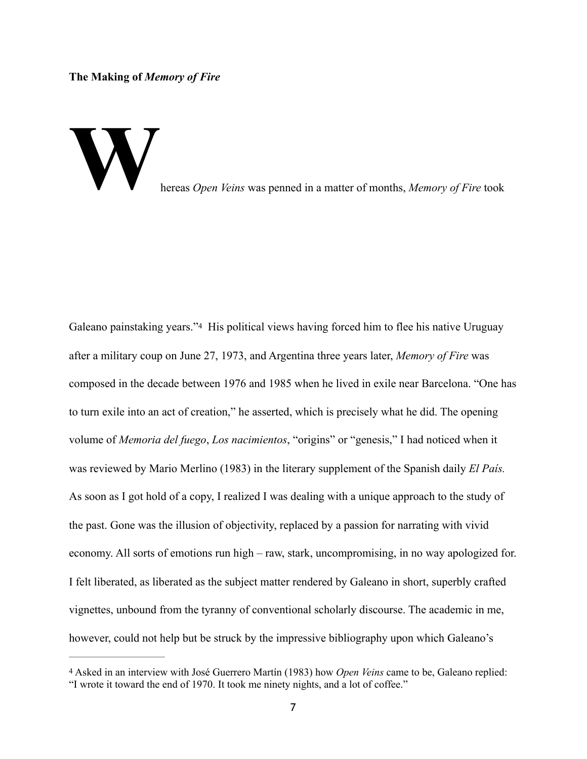**The Making of *Memory of Fire***

Whereas *Open Veins* was penned in a matter of months, *Memory of Fire* took Galeano painstaking years."[4] His political views having forced him to flee his native Uruguay after a military coup on June 27, 1973, and Argentina three years later, *Memory of Fire* was composed in the decade between 1976 and 1985 when he lived in exile near Barcelona. "One has to turn exile into an act of creation," he asserted, which is precisely what he did. The opening volume of *Memoria del fuego*, *Los nacimientos*, "origins" or "genesis," I had noticed when it was reviewed by Mario Merlino (1983) in the literary supplement of the Spanish daily *El País.* As soon as I got hold of a copy, I realized I was dealing with a unique approach to the study of the past. Gone was the illusion of objectivity, replaced by a passion for narrating with vivid economy. All sorts of emotions run high – raw, stark, uncompromising, in no way apologized for. I felt liberated, as liberated as the subject matter rendered by Galeano in short, superbly crafted vignettes, unbound from the tyranny of conventional scholarly discourse. The academic in me, however, could not help but be struck by the impressive bibliography upon which Galeano's

---

[4] Asked in an interview with José Guerrero Martín (1983) how *Open Veins* came to be, Galeano replied: "I wrote it toward the end of 1970. It took me ninety nights, and a lot of coffee."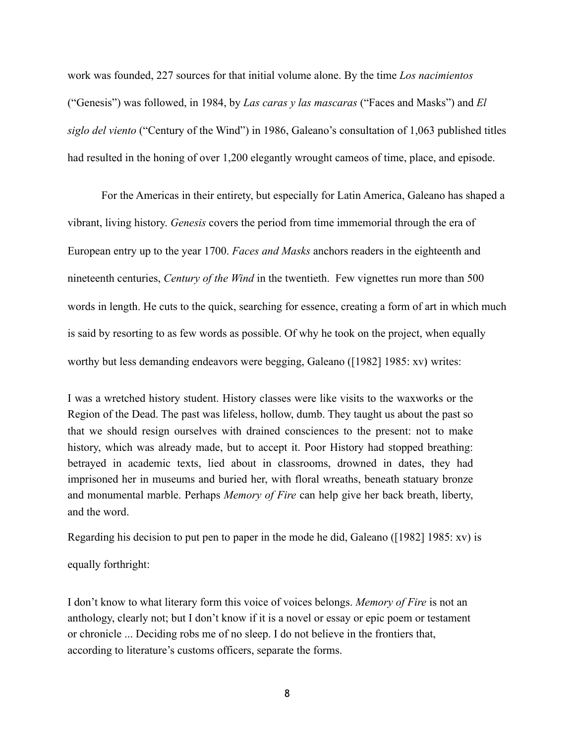work was founded, 227 sources for that initial volume alone. By the time *Los nacimientos* ("Genesis") was followed, in 1984, by *Las caras y las mascaras* ("Faces and Masks") and *El siglo del viento* ("Century of the Wind") in 1986, Galeano's consultation of 1,063 published titles had resulted in the honing of over 1,200 elegantly wrought cameos of time, place, and episode.

For the Americas in their entirety, but especially for Latin America, Galeano has shaped a vibrant, living history. *Genesis* covers the period from time immemorial through the era of European entry up to the year 1700. *Faces and Masks* anchors readers in the eighteenth and nineteenth centuries, *Century of the Wind* in the twentieth. Few vignettes run more than 500 words in length. He cuts to the quick, searching for essence, creating a form of art in which much is said by resorting to as few words as possible. Of why he took on the project, when equally worthy but less demanding endeavors were begging, Galeano ([1982] 1985: xv) writes:

> I was a wretched history student. History classes were like visits to the waxworks or the Region of the Dead. The past was lifeless, hollow, dumb. They taught us about the past so that we should resign ourselves with drained consciences to the present: not to make history, which was already made, but to accept it. Poor History had stopped breathing: betrayed in academic texts, lied about in classrooms, drowned in dates, they had imprisoned her in museums and buried her, with floral wreaths, beneath statuary bronze and monumental marble. Perhaps *Memory of Fire* can help give her back breath, liberty, and the word.

Regarding his decision to put pen to paper in the mode he did, Galeano ([1982] 1985: xv) is equally forthright:

> I don't know to what literary form this voice of voices belongs. *Memory of Fire* is not an anthology, clearly not; but I don't know if it is a novel or essay or epic poem or testament or chronicle ... Deciding robs me of no sleep. I do not believe in the frontiers that, according to literature's customs officers, separate the forms.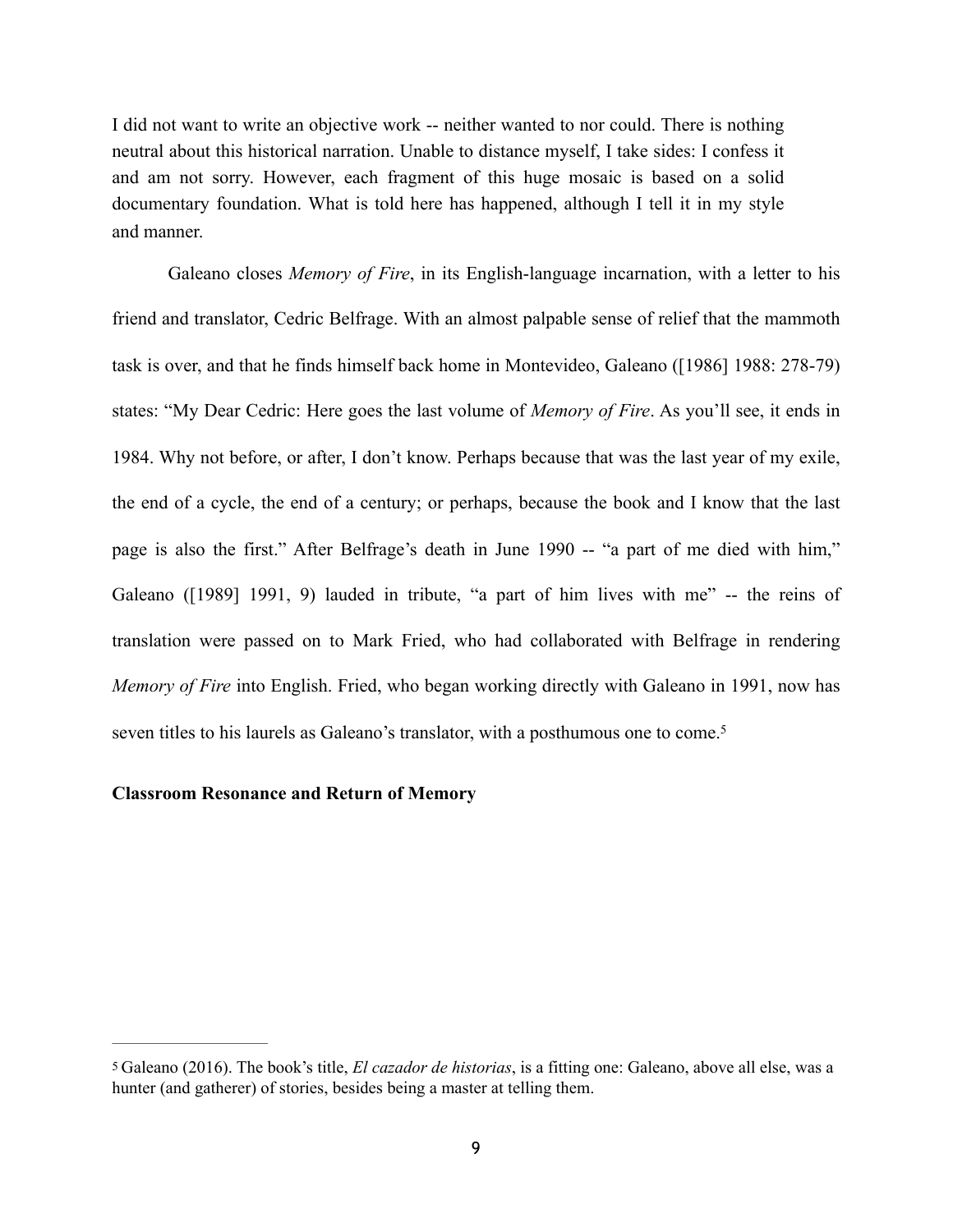> I did not want to write an objective work -- neither wanted to nor could. There is nothing neutral about this historical narration. Unable to distance myself, I take sides: I confess it and am not sorry. However, each fragment of this huge mosaic is based on a solid documentary foundation. What is told here has happened, although I tell it in my style and manner.

Galeano closes *Memory of Fire*, in its English-language incarnation, with a letter to his friend and translator, Cedric Belfrage. With an almost palpable sense of relief that the mammoth task is over, and that he finds himself back home in Montevideo, Galeano ([1986] 1988: 278-79) states: "My Dear Cedric: Here goes the last volume of *Memory of Fire*. As you'll see, it ends in 1984. Why not before, or after, I don't know. Perhaps because that was the last year of my exile, the end of a cycle, the end of a century; or perhaps, because the book and I know that the last page is also the first." After Belfrage's death in June 1990 -- "a part of me died with him," Galeano ([1989] 1991, 9) lauded in tribute, "a part of him lives with me" -- the reins of translation were passed on to Mark Fried, who had collaborated with Belfrage in rendering *Memory of Fire* into English. Fried, who began working directly with Galeano in 1991, now has seven titles to his laurels as Galeano's translator, with a posthumous one to come.[5]

**Classroom Resonance and Return of Memory**

---

[5] Galeano (2016). The book's title, *El cazador de historias*, is a fitting one: Galeano, above all else, was a hunter (and gatherer) of stories, besides being a master at telling them.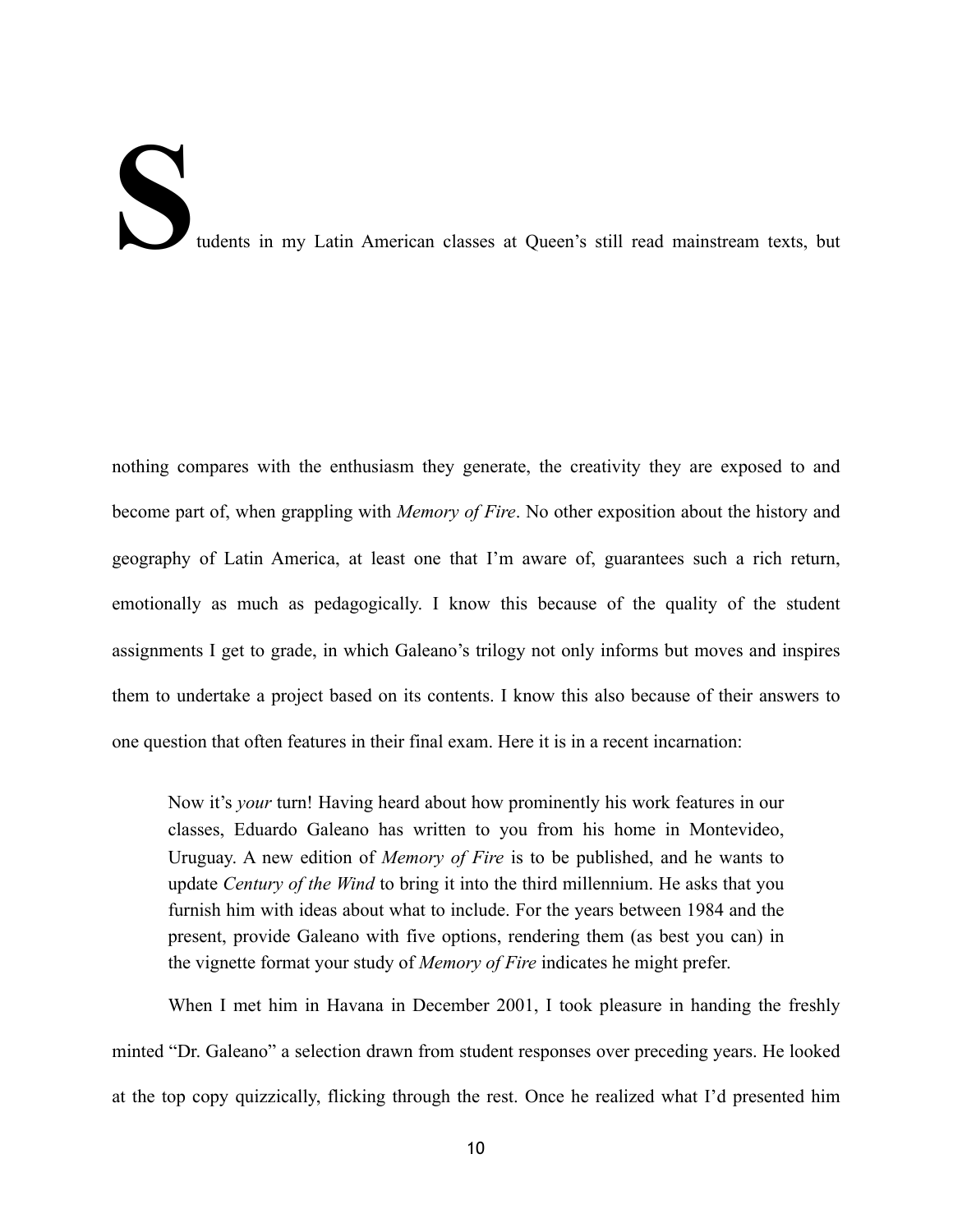Students in my Latin American classes at Queen's still read mainstream texts, but nothing compares with the enthusiasm they generate, the creativity they are exposed to and become part of, when grappling with *Memory of Fire*. No other exposition about the history and geography of Latin America, at least one that I'm aware of, guarantees such a rich return, emotionally as much as pedagogically. I know this because of the quality of the student assignments I get to grade, in which Galeano's trilogy not only informs but moves and inspires them to undertake a project based on its contents. I know this also because of their answers to one question that often features in their final exam. Here it is in a recent incarnation:

> Now it's *your* turn! Having heard about how prominently his work features in our classes, Eduardo Galeano has written to you from his home in Montevideo, Uruguay. A new edition of *Memory of Fire* is to be published, and he wants to update *Century of the Wind* to bring it into the third millennium. He asks that you furnish him with ideas about what to include. For the years between 1984 and the present, provide Galeano with five options, rendering them (as best you can) in the vignette format your study of *Memory of Fire* indicates he might prefer.

When I met him in Havana in December 2001, I took pleasure in handing the freshly minted "Dr. Galeano" a selection drawn from student responses over preceding years. He looked at the top copy quizzically, flicking through the rest. Once he realized what I'd presented him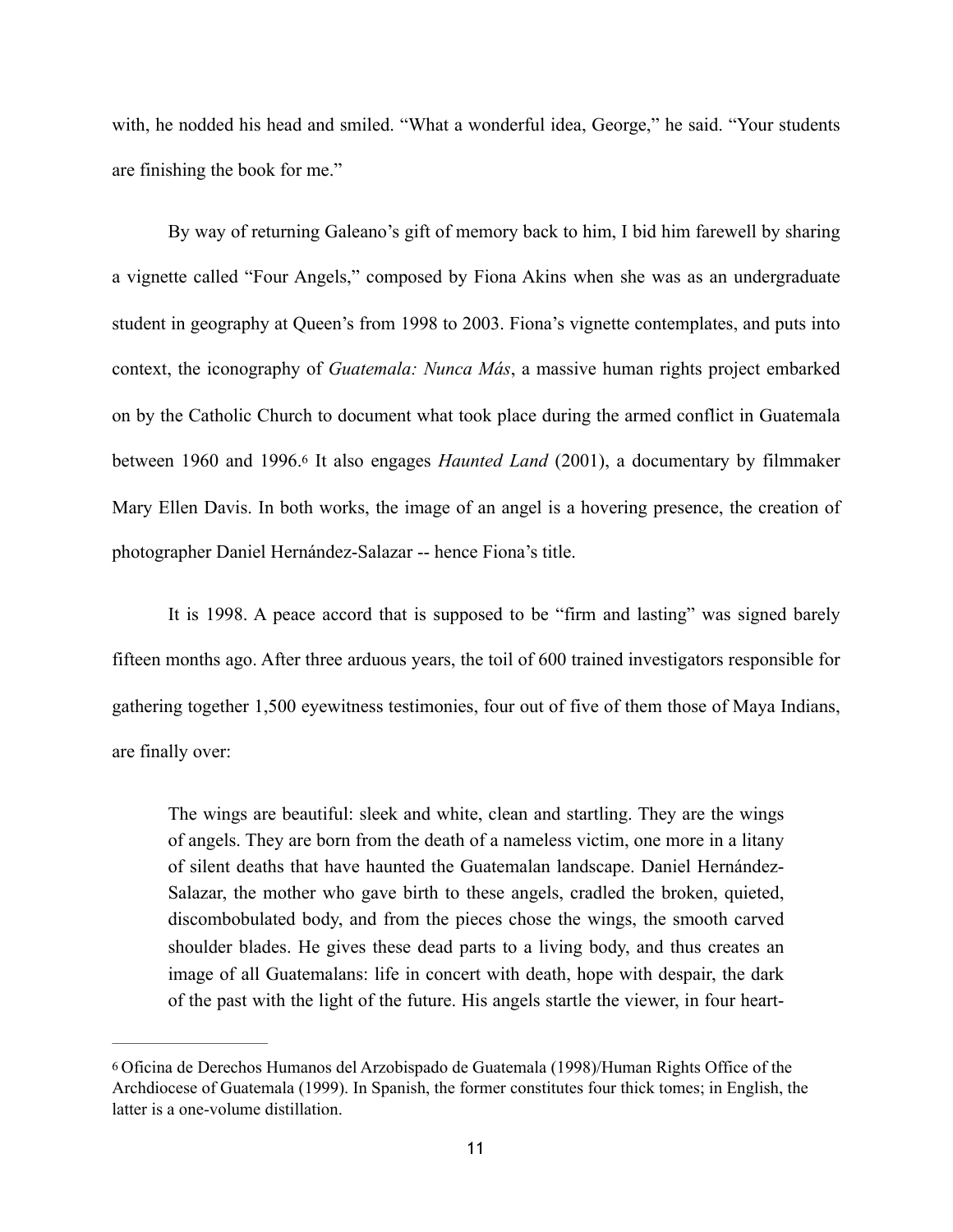with, he nodded his head and smiled. "What a wonderful idea, George," he said. "Your students are finishing the book for me."

By way of returning Galeano's gift of memory back to him, I bid him farewell by sharing a vignette called "Four Angels," composed by Fiona Akins when she was as an undergraduate student in geography at Queen's from 1998 to 2003. Fiona's vignette contemplates, and puts into context, the iconography of *Guatemala: Nunca Más*, a massive human rights project embarked on by the Catholic Church to document what took place during the armed conflict in Guatemala between 1960 and 1996.[6] It also engages *Haunted Land* (2001), a documentary by filmmaker Mary Ellen Davis. In both works, the image of an angel is a hovering presence, the creation of photographer Daniel Hernández-Salazar -- hence Fiona's title.

It is 1998. A peace accord that is supposed to be "firm and lasting" was signed barely fifteen months ago. After three arduous years, the toil of 600 trained investigators responsible for gathering together 1,500 eyewitness testimonies, four out of five of them those of Maya Indians, are finally over:

> The wings are beautiful: sleek and white, clean and startling. They are the wings of angels. They are born from the death of a nameless victim, one more in a litany of silent deaths that have haunted the Guatemalan landscape. Daniel Hernández-Salazar, the mother who gave birth to these angels, cradled the broken, quieted, discombobulated body, and from the pieces chose the wings, the smooth carved shoulder blades. He gives these dead parts to a living body, and thus creates an image of all Guatemalans: life in concert with death, hope with despair, the dark of the past with the light of the future. His angels startle the viewer, in four heart-

---

[6] Oficina de Derechos Humanos del Arzobispado de Guatemala (1998)/Human Rights Office of the Archdiocese of Guatemala (1999). In Spanish, the former constitutes four thick tomes; in English, the latter is a one-volume distillation.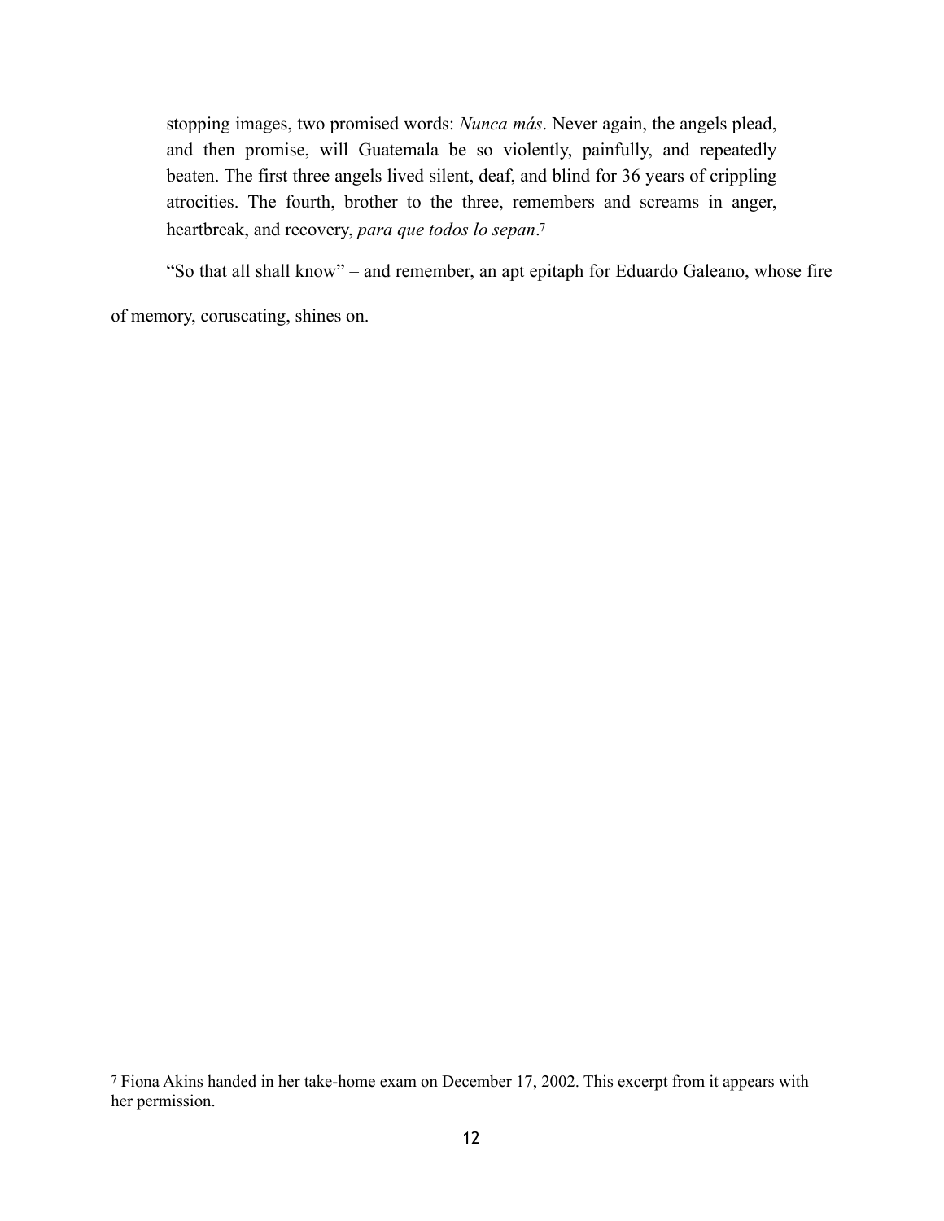> stopping images, two promised words: *Nunca más*. Never again, the angels plead, and then promise, will Guatemala be so violently, painfully, and repeatedly beaten. The first three angels lived silent, deaf, and blind for 36 years of crippling atrocities. The fourth, brother to the three, remembers and screams in anger, heartbreak, and recovery, *para que todos lo sepan*.[7]

"So that all shall know" – and remember, an apt epitaph for Eduardo Galeano, whose fire of memory, coruscating, shines on.

---

[7] Fiona Akins handed in her take-home exam on December 17, 2002. This excerpt from it appears with her permission.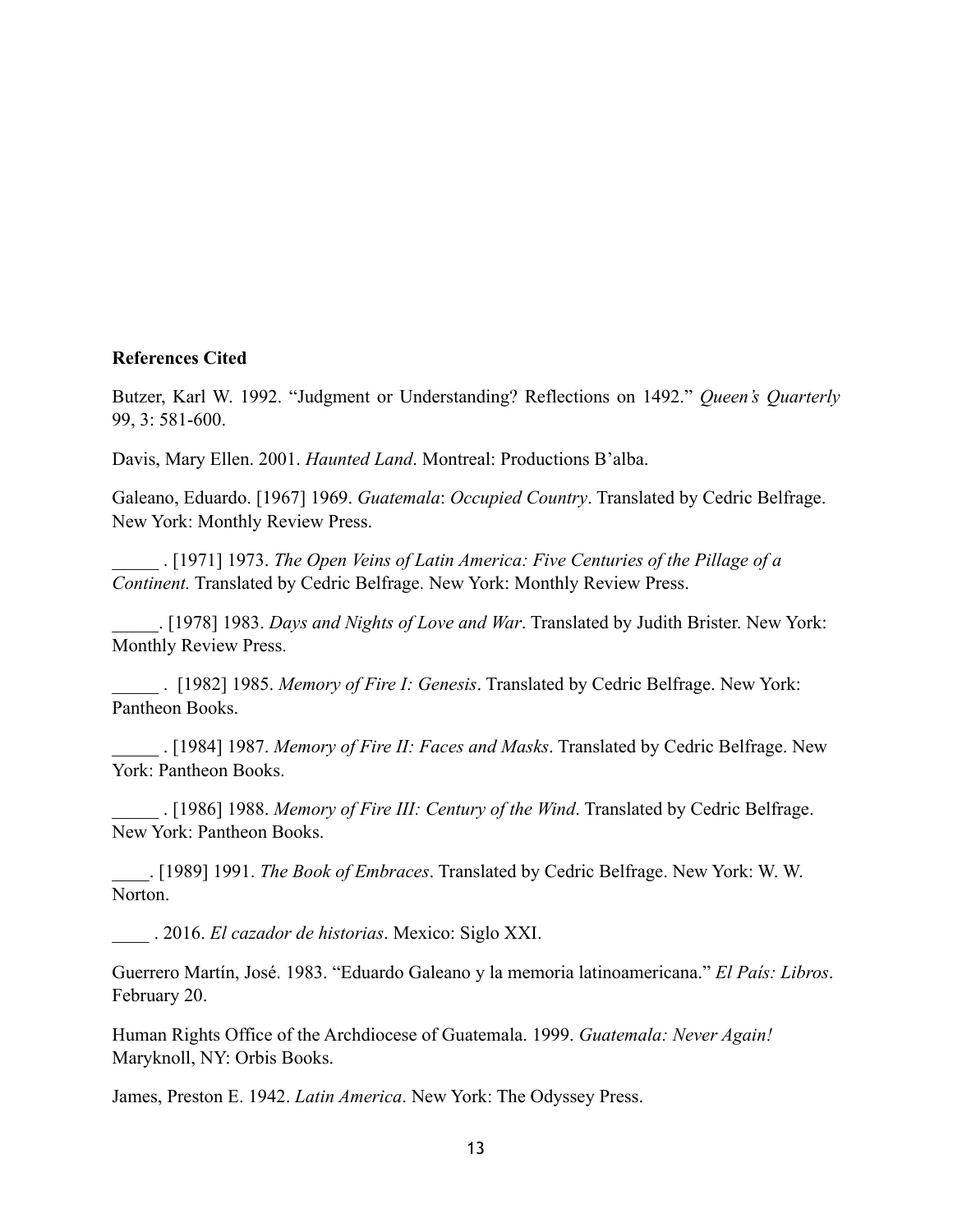**References Cited**

Butzer, Karl W. 1992. "Judgment or Understanding? Reflections on 1492." *Queen's Quarterly* 99, 3: 581-600.

Davis, Mary Ellen. 2001. *Haunted Land*. Montreal: Productions B'alba.

Galeano, Eduardo. [1967] 1969. *Guatemala*: *Occupied Country*. Translated by Cedric Belfrage. New York: Monthly Review Press.

_____ . [1971] 1973. *The Open Veins of Latin America: Five Centuries of the Pillage of a Continent.* Translated by Cedric Belfrage. New York: Monthly Review Press.

_____. [1978] 1983. *Days and Nights of Love and War*. Translated by Judith Brister. New York: Monthly Review Press.

_____ . [1982] 1985. *Memory of Fire I: Genesis*. Translated by Cedric Belfrage. New York: Pantheon Books.

_____ . [1984] 1987. *Memory of Fire II: Faces and Masks*. Translated by Cedric Belfrage. New York: Pantheon Books.

_____ . [1986] 1988. *Memory of Fire III: Century of the Wind*. Translated by Cedric Belfrage. New York: Pantheon Books.

____. [1989] 1991. *The Book of Embraces*. Translated by Cedric Belfrage. New York: W. W. Norton.

____ . 2016. *El cazador de historias*. Mexico: Siglo XXI.

Guerrero Martín, José. 1983. "Eduardo Galeano y la memoria latinoamericana." *El País: Libros*. February 20.

Human Rights Office of the Archdiocese of Guatemala. 1999. *Guatemala: Never Again!* Maryknoll, NY: Orbis Books.

James, Preston E. 1942. *Latin America*. New York: The Odyssey Press.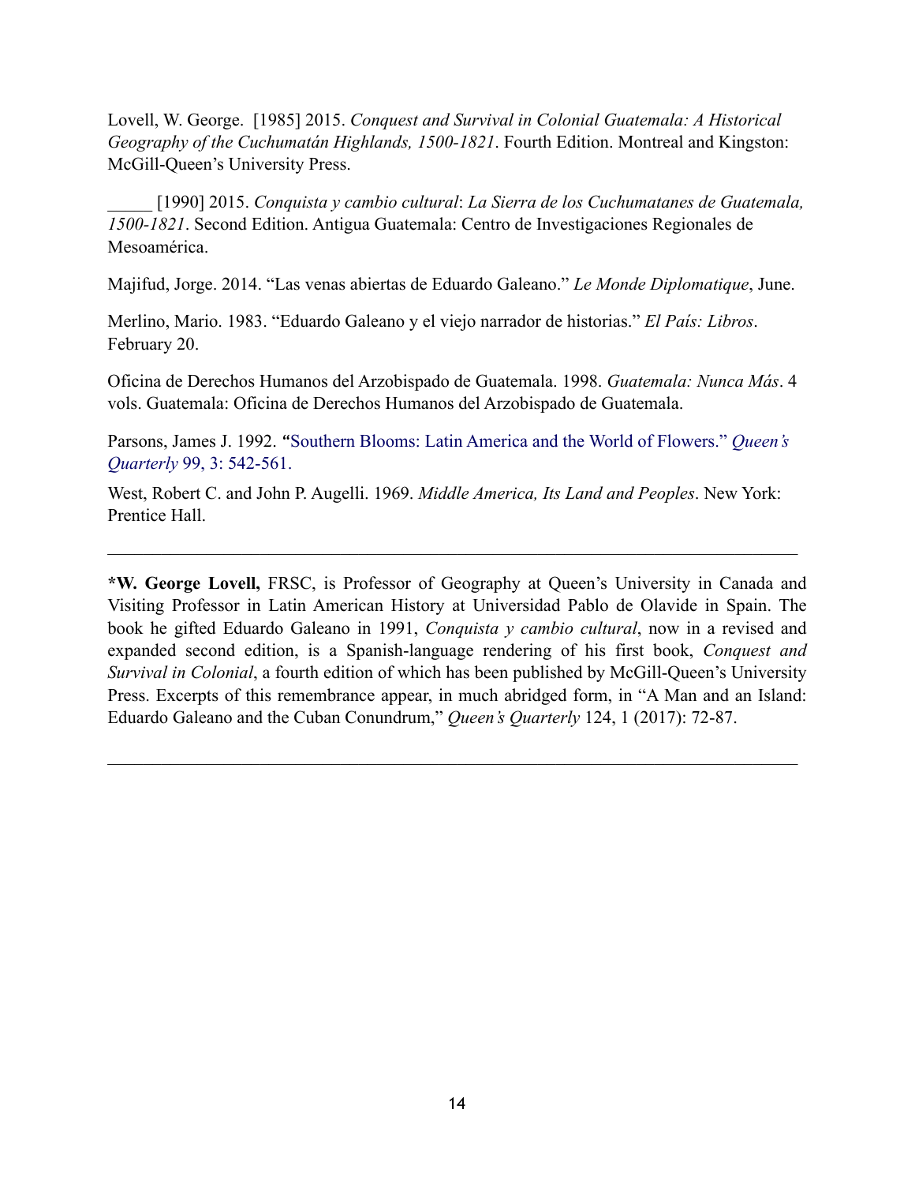Lovell, W. George. [1985] 2015. *Conquest and Survival in Colonial Guatemala: A Historical Geography of the Cuchumatán Highlands, 1500-1821*. Fourth Edition. Montreal and Kingston: McGill-Queen's University Press.

_____ [1990] 2015. *Conquista y cambio cultural*: *La Sierra de los Cuchumatanes de Guatemala, 1500-1821*. Second Edition. Antigua Guatemala: Centro de Investigaciones Regionales de Mesoamérica.

Majifud, Jorge. 2014. "Las venas abiertas de Eduardo Galeano." *Le Monde Diplomatique*, June.

Merlino, Mario. 1983. "Eduardo Galeano y el viejo narrador de historias." *El País: Libros*. February 20.

Oficina de Derechos Humanos del Arzobispado de Guatemala. 1998. *Guatemala: Nunca Más*. 4 vols. Guatemala: Oficina de Derechos Humanos del Arzobispado de Guatemala.

Parsons, James J. 1992. "Southern Blooms: Latin America and the World of Flowers." *Queen's Quarterly* 99, 3: 542-561.

West, Robert C. and John P. Augelli. 1969. *Middle America, Its Land and Peoples*. New York: Prentice Hall.

---

**\*W. George Lovell,** FRSC, is Professor of Geography at Queen's University in Canada and Visiting Professor in Latin American History at Universidad Pablo de Olavide in Spain. The book he gifted Eduardo Galeano in 1991, *Conquista y cambio cultural*, now in a revised and expanded second edition, is a Spanish-language rendering of his first book, *Conquest and Survival in Colonial*, a fourth edition of which has been published by McGill-Queen's University Press. Excerpts of this remembrance appear, in much abridged form, in "A Man and an Island: Eduardo Galeano and the Cuban Conundrum," *Queen's Quarterly* 124, 1 (2017): 72-87.

---